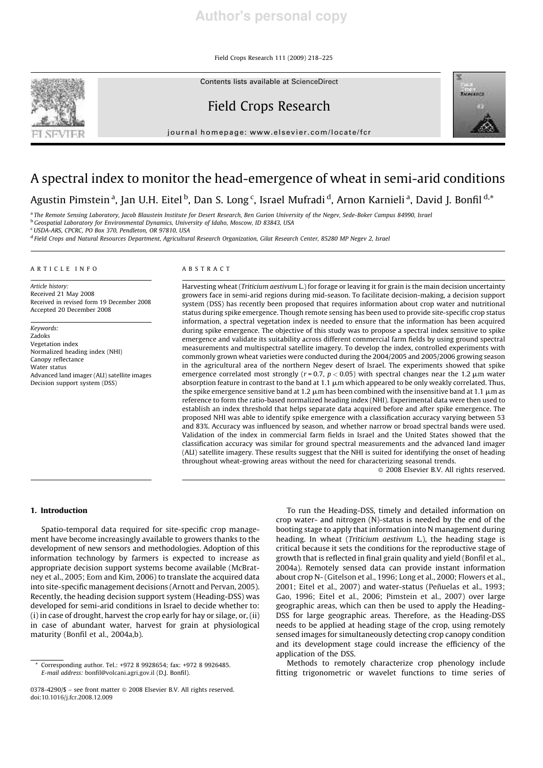# A spectral index to monitor the head-emergence of wheat in semi-arid conditions

Agustin Pimstein [a], Jan U.H. Eitel [b], Dan S. Long [c], Israel Mufradi [d], Arnon Karnieli [a], David J. Bonfil [d,*]

[a] The Remote Sensing Laboratory, Jacob Blaustein Institute for Desert Research, Ben Gurion University of the Negev, Sede-Boker Campus 84990, Israel
[b] Geospatial Laboratory for Environmental Dynamics, University of Idaho, Moscow, ID 83843, USA
[c] USDA-ARS, CPCRC, PO Box 370, Pendleton, OR 97810, USA
[d] Field Crops and Natural Resources Department, Agricultural Research Organization, Gilat Research Center, 85280 MP Negev 2, Israel

## ARTICLE INFO

*Article history:*
Received 21 May 2008
Received in revised form 19 December 2008
Accepted 20 December 2008

*Keywords:*
Zadoks
Vegetation index
Normalized heading index (NHI)
Canopy reflectance
Water status
Advanced land imager (ALI) satellite images
Decision support system (DSS)

## ABSTRACT

Harvesting wheat (*Triticium aestivum* L.) for forage or leaving it for grain is the main decision uncertainty growers face in semi-arid regions during mid-season. To facilitate decision-making, a decision support system (DSS) has recently been proposed that requires information about crop water and nutritional status during spike emergence. Though remote sensing has been used to provide site-specific crop status information, a spectral vegetation index is needed to ensure that the information has been acquired during spike emergence. The objective of this study was to propose a spectral index sensitive to spike emergence and validate its suitability across different commercial farm fields by using ground spectral measurements and multispectral satellite imagery. To develop the index, controlled experiments with commonly grown wheat varieties were conducted during the 2004/2005 and 2005/2006 growing season in the agricultural area of the northern Negev desert of Israel. The experiments showed that spike emergence correlated most strongly ($r = 0.7$, $p < 0.05$) with spectral changes near the 1.2 μm water absorption feature in contrast to the band at 1.1 μm which appeared to be only weakly correlated. Thus, the spike emergence sensitive band at 1.2 μm has been combined with the insensitive band at 1.1 μm as reference to form the ratio-based normalized heading index (NHI). Experimental data were then used to establish an index threshold that helps separate data acquired before and after spike emergence. The proposed NHI was able to identify spike emergence with a classification accuracy varying between 53 and 83%. Accuracy was influenced by season, and whether narrow or broad spectral bands were used. Validation of the index in commercial farm fields in Israel and the United States showed that the classification accuracy was similar for ground spectral measurements and the advanced land imager (ALI) satellite imagery. These results suggest that the NHI is suited for identifying the onset of heading throughout wheat-growing areas without the need for characterizing seasonal trends.

© 2008 Elsevier B.V. All rights reserved.

## 1. Introduction

Spatio-temporal data required for site-specific crop management have become increasingly available to growers thanks to the development of new sensors and methodologies. Adoption of this information technology by farmers is expected to increase as appropriate decision support systems become available (McBratney et al., 2005; Eom and Kim, 2006) to translate the acquired data into site-specific management decisions (Arnott and Pervan, 2005). Recently, the heading decision support system (Heading-DSS) was developed for semi-arid conditions in Israel to decide whether to: (i) in case of drought, harvest the crop early for hay or silage, or, (ii) in case of abundant water, harvest for grain at physiological maturity (Bonfil et al., 2004a,b).

To run the Heading-DSS, timely and detailed information on crop water- and nitrogen (N)-status is needed by the end of the booting stage to apply that information into N management during heading. In wheat (*Triticium aestivum* L.), the heading stage is critical because it sets the conditions for the reproductive stage of growth that is reflected in final grain quality and yield (Bonfil et al., 2004a). Remotely sensed data can provide instant information about crop N- (Gitelson et al., 1996; Long et al., 2000; Flowers et al., 2001; Eitel et al., 2007) and water-status (Peñuelas et al., 1993; Gao, 1996; Eitel et al., 2006; Pimstein et al., 2007) over large geographic areas, which can then be used to apply the Heading-DSS for large geographic areas. Therefore, as the Heading-DSS needs to be applied at heading stage of the crop, using remotely sensed images for simultaneously detecting crop canopy condition and its development stage could increase the efficiency of the application of the DSS.

Methods to remotely characterize crop phenology include fitting trigonometric or wavelet functions to time series of

* Corresponding author. Tel.: +972 8 9928654; fax: +972 8 9926485.
*E-mail address:* bonfil@volcani.agri.gov.il (D.J. Bonfil).

0378-4290/$ – see front matter © 2008 Elsevier B.V. All rights reserved.
doi:10.1016/j.fcr.2008.12.009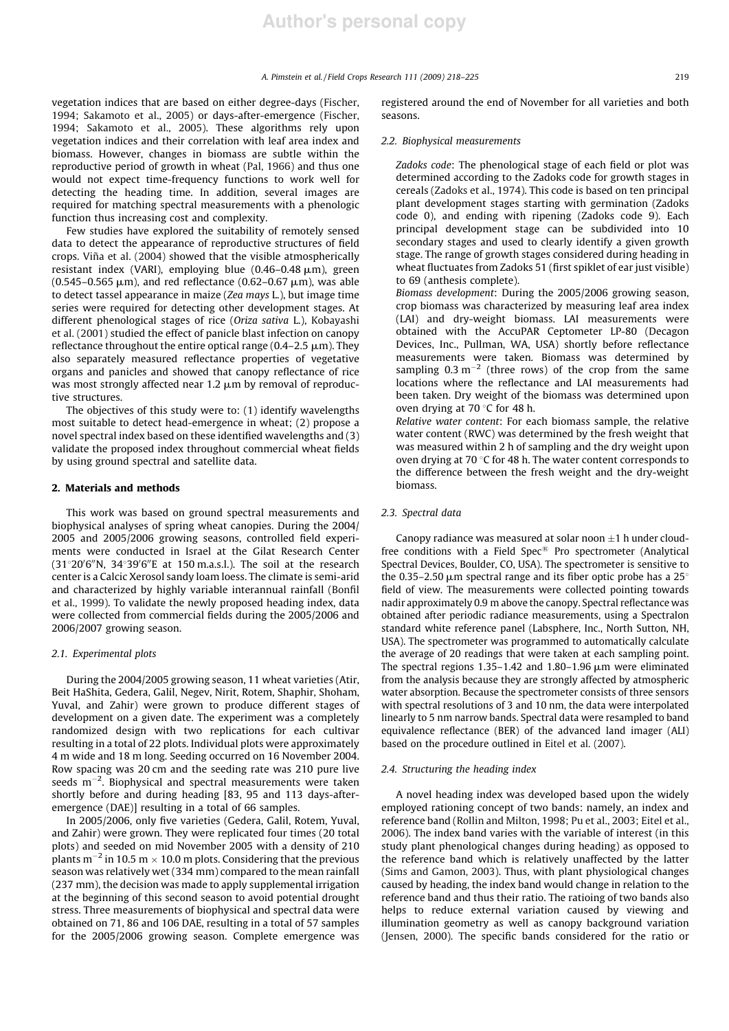vegetation indices that are based on either degree-days (Fischer, 1994; Sakamoto et al., 2005) or days-after-emergence (Fischer, 1994; Sakamoto et al., 2005). These algorithms rely upon vegetation indices and their correlation with leaf area index and biomass. However, changes in biomass are subtle within the reproductive period of growth in wheat (Pal, 1966) and thus one would not expect time-frequency functions to work well for detecting the heading time. In addition, several images are required for matching spectral measurements with a phenologic function thus increasing cost and complexity.

Few studies have explored the suitability of remotely sensed data to detect the appearance of reproductive structures of field crops. Viña et al. (2004) showed that the visible atmospherically resistant index (VARI), employing blue (0.46–0.48 μm), green (0.545–0.565 μm), and red reflectance (0.62–0.67 μm), was able to detect tassel appearance in maize (*Zea mays* L.), but image time series were required for detecting other development stages. At different phenological stages of rice (*Oriza sativa* L.), Kobayashi et al. (2001) studied the effect of panicle blast infection on canopy reflectance throughout the entire optical range (0.4–2.5 μm). They also separately measured reflectance properties of vegetative organs and panicles and showed that canopy reflectance of rice was most strongly affected near 1.2 μm by removal of reproductive structures.

The objectives of this study were to: (1) identify wavelengths most suitable to detect head-emergence in wheat; (2) propose a novel spectral index based on these identified wavelengths and (3) validate the proposed index throughout commercial wheat fields by using ground spectral and satellite data.

## 2. Materials and methods

This work was based on ground spectral measurements and biophysical analyses of spring wheat canopies. During the 2004/2005 and 2005/2006 growing seasons, controlled field experiments were conducted in Israel at the Gilat Research Center (31°20′0″N, 34°39′6″E at 150 m.a.s.l.). The soil at the research center is a Calcic Xerosol sandy loam loess. The climate is semi-arid and characterized by highly variable interannual rainfall (Bonfil et al., 1999). To validate the newly proposed heading index, data were collected from commercial fields during the 2005/2006 and 2006/2007 growing season.

### 2.1. Experimental plots

During the 2004/2005 growing season, 11 wheat varieties (Atir, Beit HaShita, Gedera, Galil, Negev, Nirit, Rotem, Shaphir, Shoham, Yuval, and Zahir) were grown to produce different stages of development on a given date. The experiment was a completely randomized design with two replications for each cultivar resulting in a total of 22 plots. Individual plots were approximately 4 m wide and 18 m long. Seeding occurred on 16 November 2004. Row spacing was 20 cm and the seeding rate was 210 pure live seeds $m^{-2}$. Biophysical and spectral measurements were taken shortly before and during heading [83, 95 and 113 days-after-emergence (DAE)] resulting in a total of 66 samples.

In 2005/2006, only five varieties (Gedera, Galil, Rotem, Yuval, and Zahir) were grown. They were replicated four times (20 total plots) and seeded on mid November 2005 with a density of 210 plants $m^{-2}$ in 10.5 m × 10.0 m plots. Considering that the previous season was relatively wet (334 mm) compared to the mean rainfall (237 mm), the decision was made to apply supplemental irrigation at the beginning of this second season to avoid potential drought stress. Three measurements of biophysical and spectral data were obtained on 71, 86 and 106 DAE, resulting in a total of 57 samples for the 2005/2006 growing season. Complete emergence was registered around the end of November for all varieties and both seasons.

### 2.2. Biophysical measurements

*Zadoks code*: The phenological stage of each field or plot was determined according to the Zadoks code for growth stages in cereals (Zadoks et al., 1974). This code is based on ten principal plant development stages starting with germination (Zadoks code 0), and ending with ripening (Zadoks code 9). Each principal development stage can be subdivided into 10 secondary stages and used to clearly identify a given growth stage. The range of growth stages considered during heading in wheat fluctuates from Zadoks 51 (first spiklet of ear just visible) to 69 (anthesis complete).

*Biomass development*: During the 2005/2006 growing season, crop biomass was characterized by measuring leaf area index (LAI) and dry-weight biomass. LAI measurements were obtained with the AccuPAR Ceptometer LP-80 (Decagon Devices, Inc., Pullman, WA, USA) shortly before reflectance measurements were taken. Biomass was determined by sampling 0.3 $m^{-2}$ (three rows) of the crop from the same locations where the reflectance and LAI measurements had been taken. Dry weight of the biomass was determined upon oven drying at 70 °C for 48 h.

*Relative water content*: For each biomass sample, the relative water content (RWC) was determined by the fresh weight that was measured within 2 h of sampling and the dry weight upon oven drying at 70 °C for 48 h. The water content corresponds to the difference between the fresh weight and the dry-weight biomass.

### 2.3. Spectral data

Canopy radiance was measured at solar noon ±1 h under cloud-free conditions with a Field Spec® Pro spectrometer (Analytical Spectral Devices, Boulder, CO, USA). The spectrometer is sensitive to the 0.35–2.50 μm spectral range and its fiber optic probe has a 25° field of view. The measurements were collected pointing towards nadir approximately 0.9 m above the canopy. Spectral reflectance was obtained after periodic radiance measurements, using a Spectralon standard white reference panel (Labsphere, Inc., North Sutton, NH, USA). The spectrometer was programmed to automatically calculate the average of 20 readings that were taken at each sampling point. The spectral regions 1.35–1.42 and 1.80–1.96 μm were eliminated from the analysis because they are strongly affected by atmospheric water absorption. Because the spectrometer consists of three sensors with spectral resolutions of 3 and 10 nm, the data were interpolated linearly to 5 nm narrow bands. Spectral data were resampled to band equivalence reflectance (BER) of the advanced land imager (ALI) based on the procedure outlined in Eitel et al. (2007).

### 2.4. Structuring the heading index

A novel heading index was developed based upon the widely employed rationing concept of two bands: namely, an index and reference band (Rollin and Milton, 1998; Pu et al., 2003; Eitel et al., 2006). The index band varies with the variable of interest (in this study plant phenological changes during heading) as opposed to the reference band which is relatively unaffected by the latter (Sims and Gamon, 2003). Thus, with plant physiological changes caused by heading, the index band would change in relation to the reference band and thus their ratio. The ratioing of two bands also helps to reduce external variation caused by viewing and illumination geometry as well as canopy background variation (Jensen, 2000). The specific bands considered for the ratio or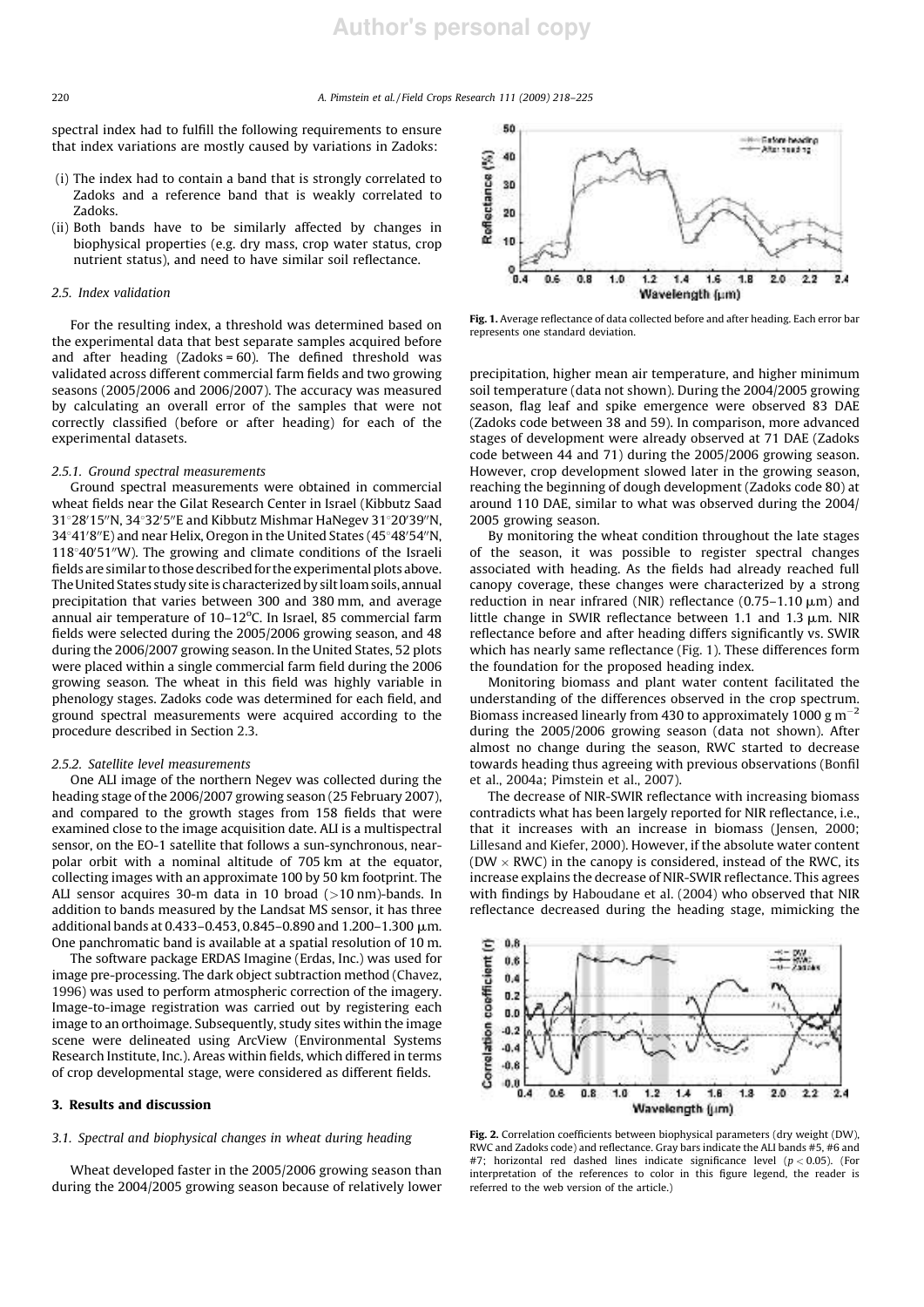spectral index had to fulfill the following requirements to ensure that index variations are mostly caused by variations in Zadoks:

(i) The index had to contain a band that is strongly correlated to Zadoks and a reference band that is weakly correlated to Zadoks.
(ii) Both bands have to be similarly affected by changes in biophysical properties (e.g. dry mass, crop water status, crop nutrient status), and need to have similar soil reflectance.

### 2.5. Index validation

For the resulting index, a threshold was determined based on the experimental data that best separate samples acquired before and after heading (Zadoks = 60). The defined threshold was validated across different commercial farm fields and two growing seasons (2005/2006 and 2006/2007). The accuracy was measured by calculating an overall error of the samples that were not correctly classified (before or after heading) for each of the experimental datasets.

#### 2.5.1. Ground spectral measurements

Ground spectral measurements were obtained in commercial wheat fields near the Gilat Research Center in Israel (Kibbutz Saad 31°28′15″N, 34°32′5″E and Kibbutz Mishmar HaNegev 31°20′39″N, 34°41′8″E) and near Helix, Oregon in the United States (45°48′54″N, 118°40′51″W). The growing and climate conditions of the Israeli fields are similar to those described for the experimental plots above. The United States study site is characterized by silt loam soils, annual precipitation that varies between 300 and 380 mm, and average annual air temperature of 10–12°C. In Israel, 85 commercial farm fields were selected during the 2005/2006 growing season, and 48 during the 2006/2007 growing season. In the United States, 52 plots were placed within a single commercial farm field during the 2006 growing season. The wheat in this field was highly variable in phenology stages. Zadoks code was determined for each field, and ground spectral measurements were acquired according to the procedure described in Section 2.3.

#### 2.5.2. Satellite level measurements

One ALI image of the northern Negev was collected during the heading stage of the 2006/2007 growing season (25 February 2007), and compared to the growth stages from 158 fields that were examined close to the image acquisition date. ALI is a multispectral sensor, on the EO-1 satellite that follows a sun-synchronous, near-polar orbit with a nominal altitude of 705 km at the equator, collecting images with an approximate 100 by 50 km footprint. The ALI sensor acquires 30-m data in 10 broad (>10 nm)-bands. In addition to bands measured by the Landsat MS sensor, it has three additional bands at 0.433–0.453, 0.845–0.890 and 1.200–1.300 μm. One panchromatic band is available at a spatial resolution of 10 m.

The software package ERDAS Imagine (Erdas, Inc.) was used for image pre-processing. The dark object subtraction method (Chavez, 1996) was used to perform atmospheric correction of the imagery. Image-to-image registration was carried out by registering each image to an orthoimage. Subsequently, study sites within the image scene were delineated using ArcView (Environmental Systems Research Institute, Inc.). Areas within fields, which differed in terms of crop developmental stage, were considered as different fields.

## 3. Results and discussion

### 3.1. Spectral and biophysical changes in wheat during heading

Wheat developed faster in the 2005/2006 growing season than during the 2004/2005 growing season because of relatively lower precipitation, higher mean air temperature, and higher minimum soil temperature (data not shown). During the 2004/2005 growing season, flag leaf and spike emergence were observed 83 DAE (Zadoks code between 38 and 59). In comparison, more advanced stages of development were already observed at 71 DAE (Zadoks code between 44 and 71) during the 2005/2006 growing season. However, crop development slowed later in the growing season, reaching the beginning of dough development (Zadoks code 80) at around 110 DAE, similar to what was observed during the 2004/2005 growing season.

Fig. 1. Average reflectance of data collected before and after heading. Each error bar represents one standard deviation.

By monitoring the wheat condition throughout the late stages of the season, it was possible to register spectral changes associated with heading. As the fields had already reached full canopy coverage, these changes were characterized by a strong reduction in near infrared (NIR) reflectance (0.75–1.10 μm) and little change in SWIR reflectance between 1.1 and 1.3 μm. NIR reflectance before and after heading differs significantly vs. SWIR which has nearly same reflectance (Fig. 1). These differences form the foundation for the proposed heading index.

Monitoring biomass and plant water content facilitated the understanding of the differences observed in the crop spectrum. Biomass increased linearly from 430 to approximately 1000 g m$^{-2}$ during the 2005/2006 growing season (data not shown). After almost no change during the season, RWC started to decrease towards heading thus agreeing with previous observations (Bonfil et al., 2004a; Pimstein et al., 2007).

The decrease of NIR-SWIR reflectance with increasing biomass contradicts what has been largely reported for NIR reflectance, i.e., that it increases with an increase in biomass (Jensen, 2000; Lillesand and Kiefer, 2000). However, if the absolute water content (DW × RWC) in the canopy is considered, instead of the RWC, its increase explains the decrease of NIR-SWIR reflectance. This agrees with findings by Haboudane et al. (2004) who observed that NIR reflectance decreased during the heading stage, mimicking the

Fig. 2. Correlation coefficients between biophysical parameters (dry weight (DW), RWC and Zadoks code) and reflectance. Gray bars indicate the ALI bands #5, #6 and #7; horizontal red dashed lines indicate significance level ($p < 0.05$). (For interpretation of the references to color in this figure legend, the reader is referred to the web version of the article.)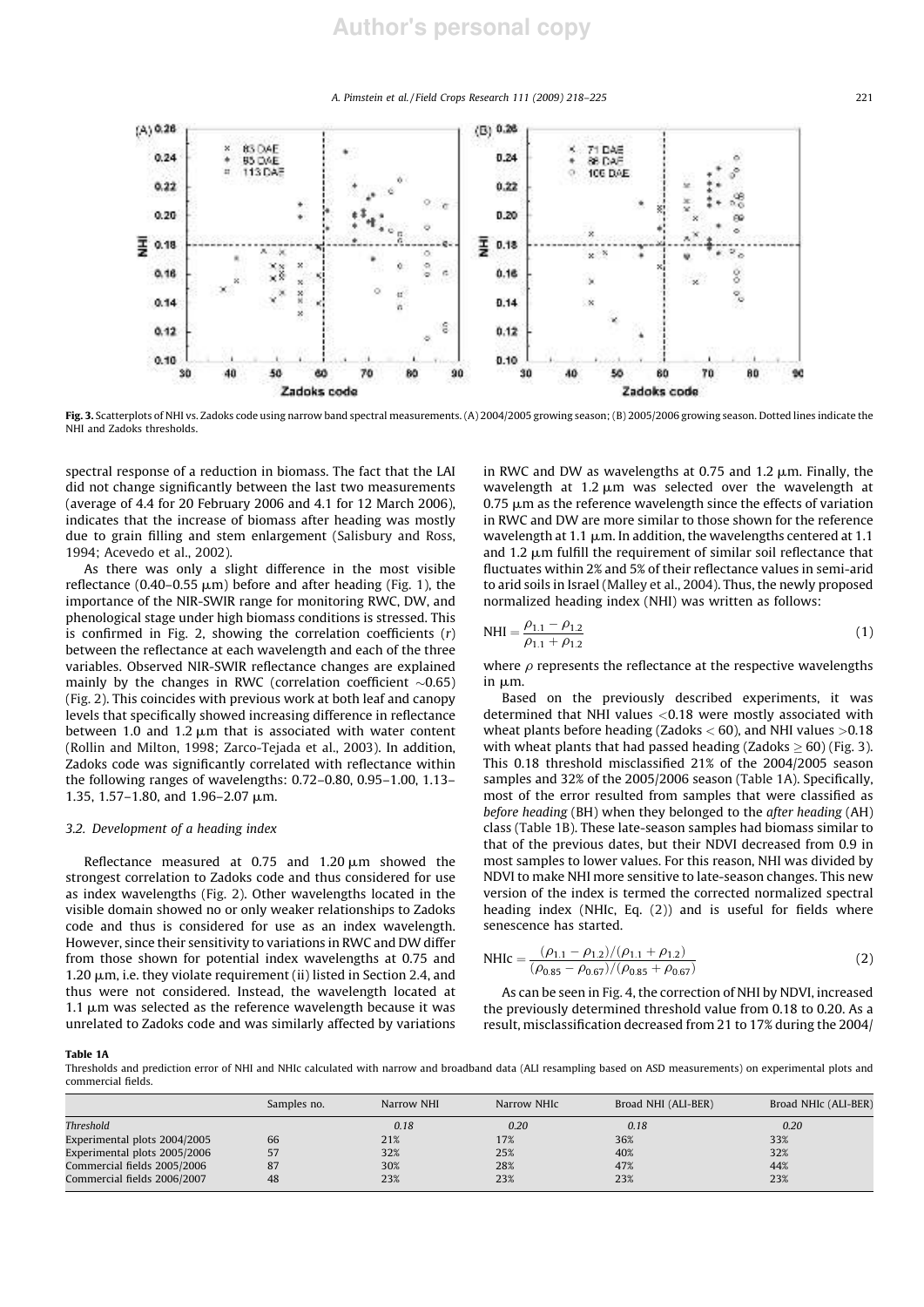Fig. 3. Scatterplots of NHI vs. Zadoks code using narrow band spectral measurements. (A) 2004/2005 growing season; (B) 2005/2006 growing season. Dotted lines indicate the NHI and Zadoks thresholds.

spectral response of a reduction in biomass. The fact that the LAI did not change significantly between the last two measurements (average of 4.4 for 20 February 2006 and 4.1 for 12 March 2006), indicates that the increase of biomass after heading was mostly due to grain filling and stem enlargement (Salisbury and Ross, 1994; Acevedo et al., 2002).

As there was only a slight difference in the most visible reflectance (0.40–0.55 μm) before and after heading (Fig. 1), the importance of the NIR-SWIR range for monitoring RWC, DW, and phenological stage under high biomass conditions is stressed. This is confirmed in Fig. 2, showing the correlation coefficients ($r$) between the reflectance at each wavelength and each of the three variables. Observed NIR-SWIR reflectance changes are explained mainly by the changes in RWC (correlation coefficient ~0.65) (Fig. 2). This coincides with previous work at both leaf and canopy levels that specifically showed increasing difference in reflectance between 1.0 and 1.2 μm that is associated with water content (Rollin and Milton, 1998; Zarco-Tejada et al., 2003). In addition, Zadoks code was significantly correlated with reflectance within the following ranges of wavelengths: 0.72–0.80, 0.95–1.00, 1.13–1.35, 1.57–1.80, and 1.96–2.07 μm.

### 3.2. Development of a heading index

Reflectance measured at 0.75 and 1.20 μm showed the strongest correlation to Zadoks code and thus considered for use as index wavelengths (Fig. 2). Other wavelengths located in the visible domain showed no or only weaker relationships to Zadoks code and thus is considered for use as an index wavelength. However, since their sensitivity to variations in RWC and DW differ from those shown for potential index wavelengths at 0.75 and 1.20 μm, i.e. they violate requirement (ii) listed in Section 2.4, and thus were not considered. Instead, the wavelength located at 1.1 μm was selected as the reference wavelength because it was unrelated to Zadoks code and was similarly affected by variations in RWC and DW as wavelengths at 0.75 and 1.2 μm. Finally, the wavelength at 1.2 μm was selected over the wavelength at 0.75 μm as the reference wavelength since the effects of variation in RWC and DW are more similar to those shown for the reference wavelength at 1.1 μm. In addition, the wavelengths centered at 1.1 and 1.2 μm fulfill the requirement of similar soil reflectance that fluctuates within 2% and 5% of their reflectance values in semi-arid to arid soils in Israel (Malley et al., 2004). Thus, the newly proposed normalized heading index (NHI) was written as follows:

$$\mathrm{NHI} = \frac{\rho_{1.1} - \rho_{1.2}}{\rho_{1.1} + \rho_{1.2}} \tag{1}$$

where $\rho$ represents the reflectance at the respective wavelengths in μm.

Based on the previously described experiments, it was determined that NHI values <0.18 were mostly associated with wheat plants before heading (Zadoks < 60), and NHI values >0.18 with wheat plants that had passed heading (Zadoks ≥ 60) (Fig. 3). This 0.18 threshold misclassified 21% of the 2004/2005 season samples and 32% of the 2005/2006 season (Table 1A). Specifically, most of the error resulted from samples that were classified as *before heading* (BH) when they belonged to the *after heading* (AH) class (Table 1B). These late-season samples had biomass similar to that of the previous dates, but their NDVI decreased from 0.9 in most samples to lower values. For this reason, NHI was divided by NDVI to make NHI more sensitive to late-season changes. This new version of the index is termed the corrected normalized spectral heading index (NHIc, Eq. (2)) and is useful for fields where senescence has started.

$$\mathrm{NHIc} = \frac{(\rho_{1.1} - \rho_{1.2})/(\rho_{1.1} + \rho_{1.2})}{(\rho_{0.85} - \rho_{0.67})/(\rho_{0.85} + \rho_{0.67})} \tag{2}$$

As can be seen in Fig. 4, the correction of NHI by NDVI, increased the previously determined threshold value from 0.18 to 0.20. As a result, misclassification decreased from 21 to 17% during the 2004/

**Table 1A**
Thresholds and prediction error of NHI and NHIc calculated with narrow and broadband data (ALI resampling based on ASD measurements) on experimental plots and commercial fields.

| | Samples no. | Narrow NHI | Narrow NHIc | Broad NHI (ALI-BER) | Broad NHIc (ALI-BER) |
|---|---|---|---|---|---|
| *Threshold* | | *0.18* | *0.20* | *0.18* | *0.20* |
| Experimental plots 2004/2005 | 66 | 21% | 17% | 36% | 33% |
| Experimental plots 2005/2006 | 57 | 32% | 25% | 40% | 32% |
| Commercial fields 2005/2006 | 87 | 30% | 28% | 47% | 44% |
| Commercial fields 2006/2007 | 48 | 23% | 23% | 23% | 23% |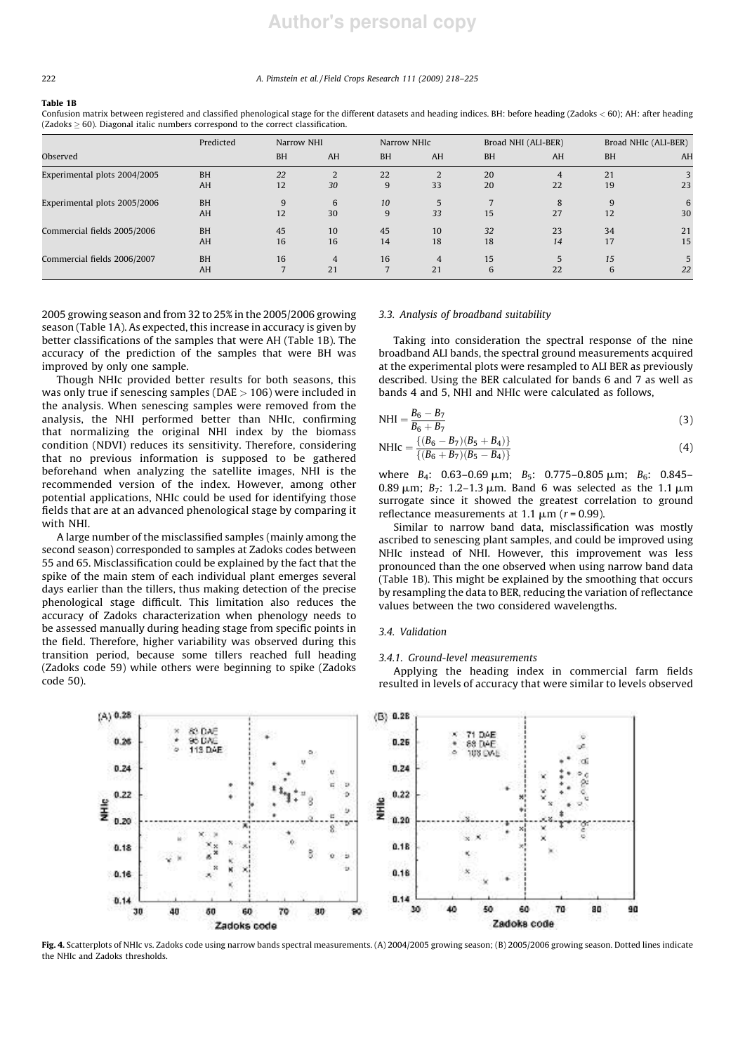**Table 1B**

Confusion matrix between registered and classified phenological stage for the different datasets and heading indices. BH: before heading (Zadoks < 60); AH: after heading (Zadoks ≥ 60). Diagonal italic numbers correspond to the correct classification.

| Observed | Predicted | Narrow NHI | | Narrow NHIc | | Broad NHI (ALI-BER) | | Broad NHIc (ALI-BER) | |
|---|---|---|---|---|---|---|---|---|---|
| | | BH | AH | BH | AH | BH | AH | BH | AH |
| Experimental plots 2004/2005 | BH | *22* | 2 | *22* | 2 | *20* | 4 | *21* | 3 |
| | AH | 12 | *30* | 9 | *33* | 20 | *22* | 19 | *23* |
| Experimental plots 2005/2006 | BH | *9* | 6 | *10* | 5 | *7* | 8 | *9* | 6 |
| | AH | 12 | *30* | 9 | *33* | 15 | *27* | 12 | *30* |
| Commercial fields 2005/2006 | BH | *45* | 10 | *45* | 10 | *32* | 23 | *34* | 21 |
| | AH | 16 | *16* | 14 | *18* | 18 | *14* | 17 | *15* |
| Commercial fields 2006/2007 | BH | *16* | 4 | *16* | 4 | *15* | 5 | *15* | 5 |
| | AH | 7 | *21* | 7 | *21* | 6 | *22* | 6 | *22* |

2005 growing season and from 32 to 25% in the 2005/2006 growing season (Table 1A). As expected, this increase in accuracy is given by better classifications of the samples that were AH (Table 1B). The accuracy of the prediction of the samples that were BH was improved by only one sample.

Though NHIc provided better results for both seasons, this was only true if senescing samples (DAE > 106) were included in the analysis. When senescing samples were removed from the analysis, the NHI performed better than NHIc, confirming that normalizing the original NHI index by the biomass condition (NDVI) reduces its sensitivity. Therefore, considering that no previous information is supposed to be gathered beforehand when analyzing the satellite images, NHI is the recommended version of the index. However, among other potential applications, NHIc could be used for identifying those fields that are at an advanced phenological stage by comparing it with NHI.

A large number of the misclassified samples (mainly among the second season) corresponded to samples at Zadoks codes between 55 and 65. Misclassification could be explained by the fact that the spike of the main stem of each individual plant emerges several days earlier than the tillers, thus making detection of the precise phenological stage difficult. This limitation also reduces the accuracy of Zadoks characterization when phenology needs to be assessed manually during heading stage from specific points in the field. Therefore, higher variability was observed during this transition period, because some tillers reached full heading (Zadoks code 59) while others were beginning to spike (Zadoks code 50).

### 3.3. Analysis of broadband suitability

Taking into consideration the spectral response of the nine broadband ALI bands, the spectral ground measurements acquired at the experimental plots were resampled to ALI BER as previously described. Using the BER calculated for bands 6 and 7 as well as bands 4 and 5, NHI and NHIc were calculated as follows,

$$\mathrm{NHI} = \frac{B_6 - B_7}{B_6 + B_7} \tag{3}$$

$$\mathrm{NHIc} = \frac{\{(B_6 - B_7)(B_5 + B_4)\}}{\{(B_6 + B_7)(B_5 - B_4)\}} \tag{4}$$

where $B_4$: 0.63–0.69 μm; $B_5$: 0.775–0.805 μm; $B_6$: 0.845–0.89 μm; $B_7$: 1.2–1.3 μm. Band 6 was selected as the 1.1 μm surrogate since it showed the greatest correlation to ground reflectance measurements at 1.1 μm ($r = 0.99$).

Similar to narrow band data, misclassification was mostly ascribed to senescing plant samples, and could be improved using NHIc instead of NHI. However, this improvement was less pronounced than the one observed when using narrow band data (Table 1B). This might be explained by the smoothing that occurs by resampling the data to BER, reducing the variation of reflectance values between the two considered wavelengths.

### 3.4. Validation

#### 3.4.1. Ground-level measurements

Applying the heading index in commercial farm fields resulted in levels of accuracy that were similar to levels observed

**Fig. 4.** Scatterplots of NHIc vs. Zadoks code using narrow bands spectral measurements. (A) 2004/2005 growing season; (B) 2005/2006 growing season. Dotted lines indicate the NHIc and Zadoks thresholds.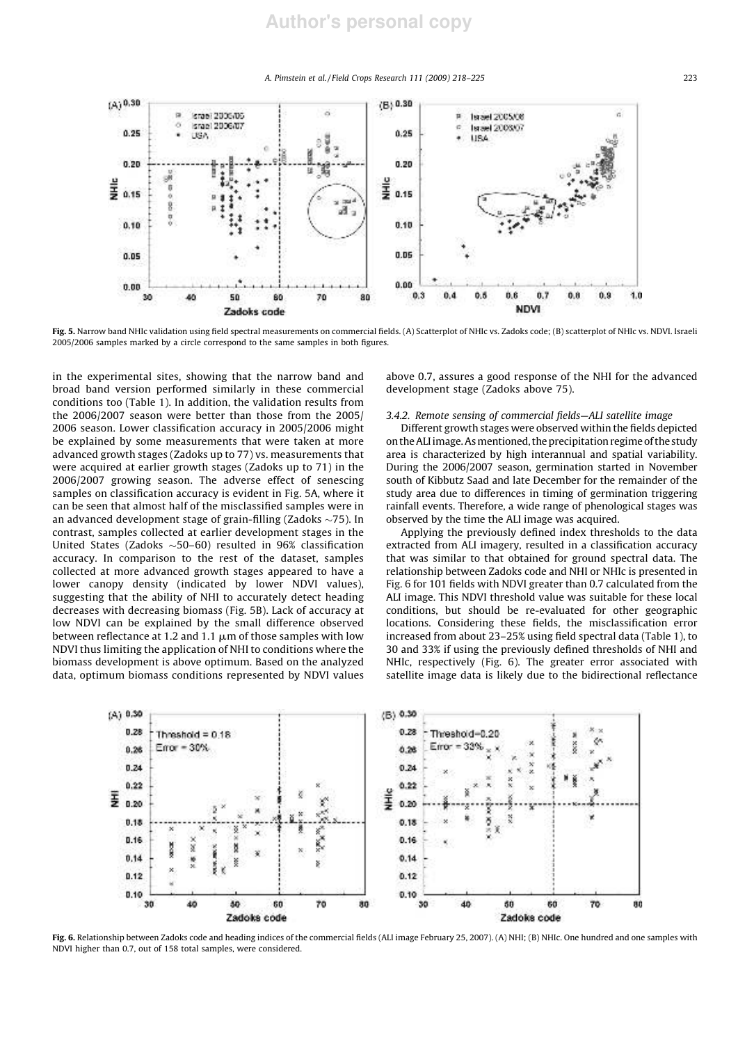Fig. 5. Narrow band NHIc validation using field spectral measurements on commercial fields. (A) Scatterplot of NHIc vs. Zadoks code; (B) scatterplot of NHIc vs. NDVI. Israeli 2005/2006 samples marked by a circle correspond to the same samples in both figures.

in the experimental sites, showing that the narrow band and broad band version performed similarly in these commercial conditions too (Table 1). In addition, the validation results from the 2006/2007 season were better than those from the 2005/2006 season. Lower classification accuracy in 2005/2006 might be explained by some measurements that were taken at more advanced growth stages (Zadoks up to 77) vs. measurements that were acquired at earlier growth stages (Zadoks up to 71) in the 2006/2007 growing season. The adverse effect of senescing samples on classification accuracy is evident in Fig. 5A, where it can be seen that almost half of the misclassified samples were in an advanced development stage of grain-filling (Zadoks ~75). In contrast, samples collected at earlier development stages in the United States (Zadoks ~50–60) resulted in 96% classification accuracy. In comparison to the rest of the dataset, samples collected at more advanced growth stages appeared to have a lower canopy density (indicated by lower NDVI values), suggesting that the ability of NHI to accurately detect heading decreases with decreasing biomass (Fig. 5B). Lack of accuracy at low NDVI can be explained by the small difference observed between reflectance at 1.2 and 1.1 μm of those samples with low NDVI thus limiting the application of NHI to conditions where the biomass development is above optimum. Based on the analyzed data, optimum biomass conditions represented by NDVI values above 0.7, assures a good response of the NHI for the advanced development stage (Zadoks above 75).

### 3.4.2. Remote sensing of commercial fields—ALI satellite image

Different growth stages were observed within the fields depicted on the ALI image. As mentioned, the precipitation regime of the study area is characterized by high interannual and spatial variability. During the 2006/2007 season, germination started in November south of Kibbutz Saad and late December for the remainder of the study area due to differences in timing of germination triggering rainfall events. Therefore, a wide range of phenological stages was observed by the time the ALI image was acquired.

Applying the previously defined index thresholds to the data extracted from ALI imagery, resulted in a classification accuracy that was similar to that obtained for ground spectral data. The relationship between Zadoks code and NHI or NHIc is presented in Fig. 6 for 101 fields with NDVI greater than 0.7 calculated from the ALI image. This NDVI threshold value was suitable for these local conditions, but should be re-evaluated for other geographic locations. Considering these fields, the misclassification error increased from about 23–25% using field spectral data (Table 1), to 30 and 33% if using the previously defined thresholds of NHI and NHIc, respectively (Fig. 6). The greater error associated with satellite image data is likely due to the bidirectional reflectance

Fig. 6. Relationship between Zadoks code and heading indices of the commercial fields (ALI image February 25, 2007). (A) NHI; (B) NHIc. One hundred and one samples with NDVI higher than 0.7, out of 158 total samples, were considered.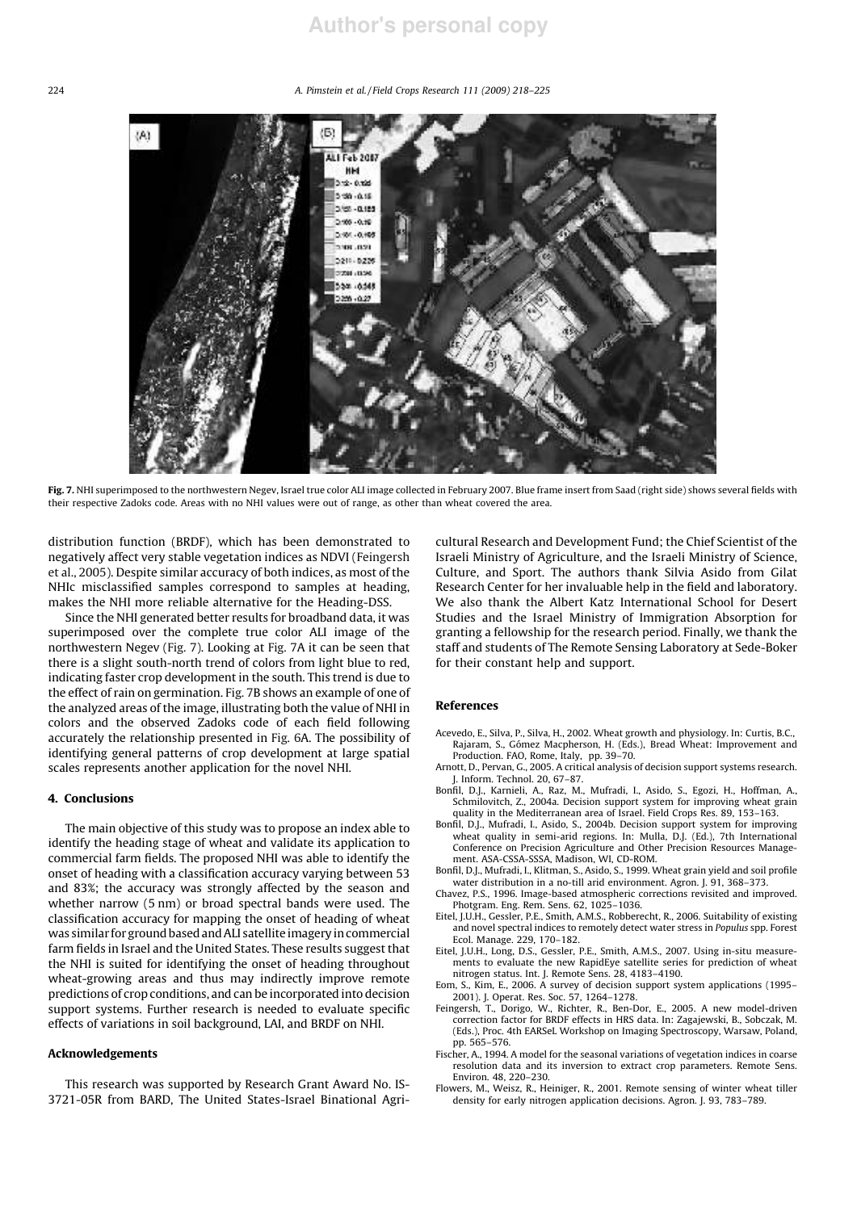Fig. 7. NHI superimposed to the northwestern Negev, Israel true color ALI image collected in February 2007. Blue frame insert from Saad (right side) shows several fields with their respective Zadoks code. Areas with no NHI values were out of range, as other than wheat covered the area.

distribution function (BRDF), which has been demonstrated to negatively affect very stable vegetation indices as NDVI (Feingersh et al., 2005). Despite similar accuracy of both indices, as most of the NHIc misclassified samples correspond to samples at heading, makes the NHI more reliable alternative for the Heading-DSS.

Since the NHI generated better results for broadband data, it was superimposed over the complete true color ALI image of the northwestern Negev (Fig. 7). Looking at Fig. 7A it can be seen that there is a slight south-north trend of colors from light blue to red, indicating faster crop development in the south. This trend is due to the effect of rain on germination. Fig. 7B shows an example of one of the analyzed areas of the image, illustrating both the value of NHI in colors and the observed Zadoks code of each field following accurately the relationship presented in Fig. 6A. The possibility of identifying general patterns of crop development at large spatial scales represents another application for the novel NHI.

## 4. Conclusions

The main objective of this study was to propose an index able to identify the heading stage of wheat and validate its application to commercial farm fields. The proposed NHI was able to identify the onset of heading with a classification accuracy varying between 53 and 83%; the accuracy was strongly affected by the season and whether narrow (5 nm) or broad spectral bands were used. The classification accuracy for mapping the onset of heading of wheat was similar for ground based and ALI satellite imagery in commercial farm fields in Israel and the United States. These results suggest that the NHI is suited for identifying the onset of heading throughout wheat-growing areas and thus may indirectly improve remote predictions of crop conditions, and can be incorporated into decision support systems. Further research is needed to evaluate specific effects of variations in soil background, LAI, and BRDF on NHI.

## Acknowledgements

This research was supported by Research Grant Award No. IS-3721-05R from BARD, The United States-Israel Binational Agricultural Research and Development Fund; the Chief Scientist of the Israeli Ministry of Agriculture, and the Israeli Ministry of Science, Culture, and Sport. The authors thank Silvia Asido from Gilat Research Center for her invaluable help in the field and laboratory. We also thank the Albert Katz International School for Desert Studies and the Israel Ministry of Immigration Absorption for granting a fellowship for the research period. Finally, we thank the staff and students of The Remote Sensing Laboratory at Sede-Boker for their constant help and support.

## References

Acevedo, E., Silva, P., Silva, H., 2002. Wheat growth and physiology. In: Curtis, B.C., Rajaram, S., Gómez Macpherson, H. (Eds.), Bread Wheat: Improvement and Production. FAO, Rome, Italy, pp. 39–70.

Arnott, D., Pervan, G., 2005. A critical analysis of decision support systems research. J. Inform. Technol. 20, 67–87.

Bonfil, D.J., Karnieli, A., Raz, M., Mufradi, I., Asido, S., Egozi, H., Hoffman, A., Schmilovitch, Z., 2004a. Decision support system for improving wheat grain quality in the Mediterranean area of Israel. Field Crops Res. 89, 153–163.

Bonfil, D.J., Mufradi, I., Asido, S., 2004b. Decision support system for improving wheat quality in semi-arid regions. In: Mulla, D.J. (Ed.), 7th International Conference on Precision Agriculture and Other Precision Resources Management. ASA-CSSA-SSSA, Madison, WI, CD-ROM.

Bonfil, D.J., Mufradi, I., Klitman, S., Asido, S., 1999. Wheat grain yield and soil profile water distribution in a no-till arid environment. Agron. J. 91, 368–373.

Chavez, P.S., 1996. Image-based atmospheric corrections revisited and improved. Photgram. Eng. Rem. Sens. 62, 1025–1036.

Eitel, J.U.H., Gessler, P.E., Smith, A.M.S., Robberecht, R., 2006. Suitability of existing and novel spectral indices to remotely detect water stress in *Populus* spp. Forest Ecol. Manage. 229, 170–182.

Eitel, J.U.H., Long, D.S., Gessler, P.E., Smith, A.M.S., 2007. Using in-situ measurements to evaluate the new RapidEye satellite series for prediction of wheat nitrogen status. Int. J. Remote Sens. 28, 4183–4190.

Eom, S., Kim, E., 2006. A survey of decision support system applications (1995–2001). J. Operat. Res. Soc. 57, 1264–1278.

Feingersh, T., Dorigo, W., Richter, R., Ben-Dor, E., 2005. A new model-driven correction factor for BRDF effects in HRS data. In: Zagajewski, B., Sobczak, M. (Eds.), Proc. 4th EARSeL Workshop on Imaging Spectroscopy, Warsaw, Poland, pp. 565–576.

Fischer, A., 1994. A model for the seasonal variations of vegetation indices in coarse resolution data and its inversion to extract crop parameters. Remote Sens. Environ. 48, 220–230.

Flowers, M., Weisz, R., Heiniger, R., 2001. Remote sensing of winter wheat tiller density for early nitrogen application decisions. Agron. J. 93, 783–789.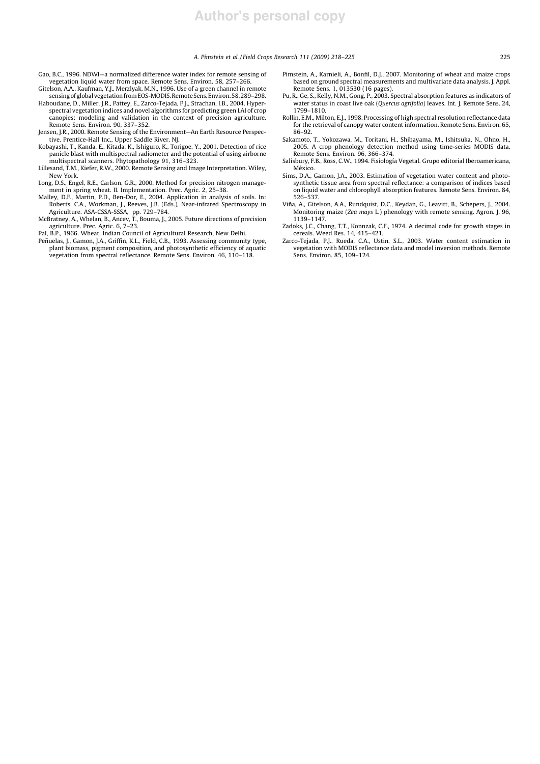Gao, B.C., 1996. NDWI—a normalized difference water index for remote sensing of vegetation liquid water from space. Remote Sens. Environ. 58, 257–266.

Gitelson, A.A., Kaufman, Y.J., Merzlyak, M.N., 1996. Use of a green channel in remote sensing of global vegetation from EOS-MODIS. Remote Sens. Environ. 58, 289–298.

Haboudane, D., Miller, J.R., Pattey, E., Zarco-Tejada, P.J., Strachan, I.B., 2004. Hyperspectral vegetation indices and novel algorithms for predicting green LAI of crop canopies: modeling and validation in the context of precision agriculture. Remote Sens. Environ. 90, 337–352.

Jensen, J.R., 2000. Remote Sensing of the Environment—An Earth Resource Perspective. Prentice-Hall Inc., Upper Saddle River, NJ.

Kobayashi, T., Kanda, E., Kitada, K., Ishiguro, K., Torigoe, Y., 2001. Detection of rice panicle blast with multispectral radiometer and the potential of using airborne multispectral scanners. Phytopathology 91, 316–323.

Lillesand, T.M., Kiefer, R.W., 2000. Remote Sensing and Image Interpretation. Wiley, New York.

Long, D.S., Engel, R.E., Carlson, G.R., 2000. Method for precision nitrogen management in spring wheat. II. Implementation. Prec. Agric. 2, 25–38.

Malley, D.F., Martin, P.D., Ben-Dor, E., 2004. Application in analysis of soils. In: Roberts, C.A., Workman, J., Reeves, J.B. (Eds.), Near-infrared Spectroscopy in Agriculture. ASA-CSSA-SSSA, pp. 729–784.

McBratney, A., Whelan, B., Ancev, T., Bouma, J., 2005. Future directions of precision agriculture. Prec. Agric. 6, 7–23.

Pal, B.P., 1966. Wheat. Indian Council of Agricultural Research, New Delhi.

Peñuelas, J., Gamon, J.A., Griffin, K.L., Field, C.B., 1993. Assessing community type, plant biomass, pigment composition, and photosynthetic efficiency of aquatic vegetation from spectral reflectance. Remote Sens. Environ. 46, 110–118.

Pimstein, A., Karnieli, A., Bonfil, D.J., 2007. Monitoring of wheat and maize crops based on ground spectral measurements and multivariate data analysis. J. Appl. Remote Sens. 1, 013530 (16 pages).

Pu, R., Ge, S., Kelly, N.M., Gong, P., 2003. Spectral absorption features as indicators of water status in coast live oak (*Quercus agrifolia*) leaves. Int. J. Remote Sens. 24, 1799–1810.

Rollin, E.M., Milton, E.J., 1998. Processing of high spectral resolution reflectance data for the retrieval of canopy water content information. Remote Sens. Environ. 65, 86–92.

Sakamoto, T., Yokozawa, M., Toritani, H., Shibayama, M., Ishitsuka, N., Ohno, H., 2005. A crop phenology detection method using time-series MODIS data. Remote Sens. Environ. 96, 366–374.

Salisbury, F.B., Ross, C.W., 1994. Fisiología Vegetal. Grupo editorial Iberoamericana, México.

Sims, D.A., Gamon, J.A., 2003. Estimation of vegetation water content and photosynthetic tissue area from spectral reflectance: a comparison of indices based on liquid water and chlorophyll absorption features. Remote Sens. Environ. 84, 526–537.

Viña, A., Gitelson, A.A., Rundquist, D.C., Keydan, G., Leavitt, B., Schepers, J., 2004. Monitoring maize (*Zea mays* L.) phenology with remote sensing. Agron. J. 96, 1139–1147.

Zadoks, J.C., Chang, T.T., Konnzak, C.F., 1974. A decimal code for growth stages in cereals. Weed Res. 14, 415–421.

Zarco-Tejada, P.J., Rueda, C.A., Ustin, S.L., 2003. Water content estimation in vegetation with MODIS reflectance data and model inversion methods. Remote Sens. Environ. 85, 109–124.